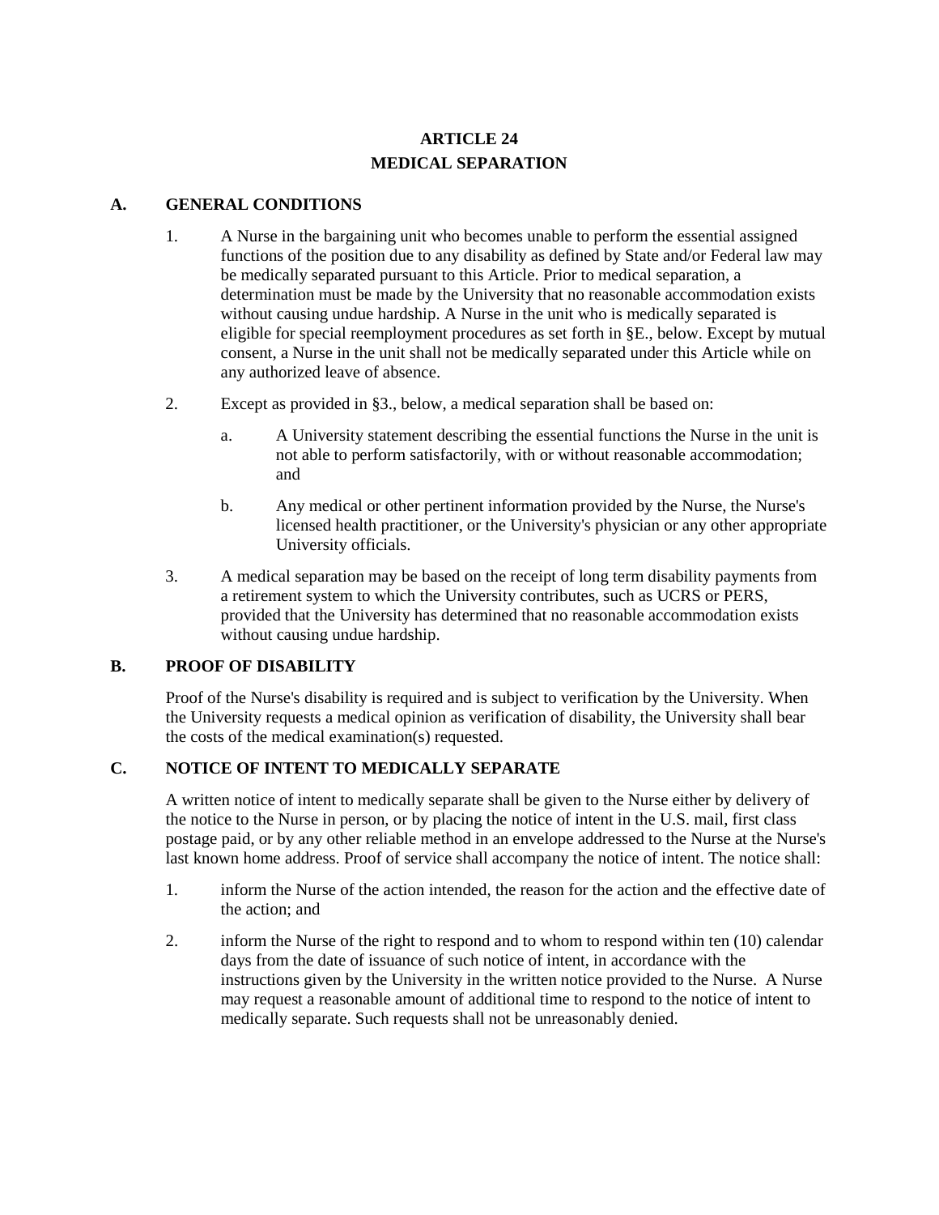# ARTICLE 24
# MEDICAL SEPARATION

## A. GENERAL CONDITIONS

1. A Nurse in the bargaining unit who becomes unable to perform the essential assigned functions of the position due to any disability as defined by State and/or Federal law may be medically separated pursuant to this Article. Prior to medical separation, a determination must be made by the University that no reasonable accommodation exists without causing undue hardship. A Nurse in the unit who is medically separated is eligible for special reemployment procedures as set forth in §E., below. Except by mutual consent, a Nurse in the unit shall not be medically separated under this Article while on any authorized leave of absence.

2. Except as provided in §3., below, a medical separation shall be based on:

   a. A University statement describing the essential functions the Nurse in the unit is not able to perform satisfactorily, with or without reasonable accommodation; and

   b. Any medical or other pertinent information provided by the Nurse, the Nurse's licensed health practitioner, or the University's physician or any other appropriate University officials.

3. A medical separation may be based on the receipt of long term disability payments from a retirement system to which the University contributes, such as UCRS or PERS, provided that the University has determined that no reasonable accommodation exists without causing undue hardship.

## B. PROOF OF DISABILITY

Proof of the Nurse's disability is required and is subject to verification by the University. When the University requests a medical opinion as verification of disability, the University shall bear the costs of the medical examination(s) requested.

## C. NOTICE OF INTENT TO MEDICALLY SEPARATE

A written notice of intent to medically separate shall be given to the Nurse either by delivery of the notice to the Nurse in person, or by placing the notice of intent in the U.S. mail, first class postage paid, or by any other reliable method in an envelope addressed to the Nurse at the Nurse's last known home address. Proof of service shall accompany the notice of intent. The notice shall:

1. inform the Nurse of the action intended, the reason for the action and the effective date of the action; and

2. inform the Nurse of the right to respond and to whom to respond within ten (10) calendar days from the date of issuance of such notice of intent, in accordance with the instructions given by the University in the written notice provided to the Nurse. A Nurse may request a reasonable amount of additional time to respond to the notice of intent to medically separate. Such requests shall not be unreasonably denied.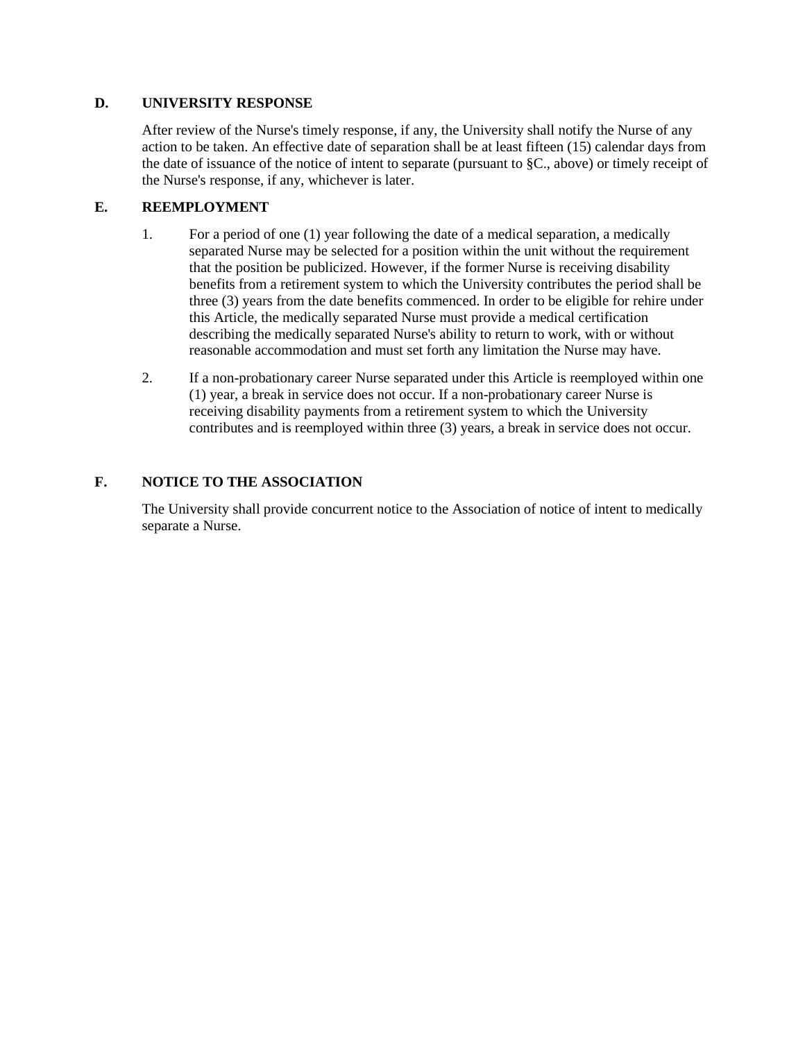## D. UNIVERSITY RESPONSE

After review of the Nurse's timely response, if any, the University shall notify the Nurse of any action to be taken. An effective date of separation shall be at least fifteen (15) calendar days from the date of issuance of the notice of intent to separate (pursuant to §C., above) or timely receipt of the Nurse's response, if any, whichever is later.

## E. REEMPLOYMENT

1. For a period of one (1) year following the date of a medical separation, a medically separated Nurse may be selected for a position within the unit without the requirement that the position be publicized. However, if the former Nurse is receiving disability benefits from a retirement system to which the University contributes the period shall be three (3) years from the date benefits commenced. In order to be eligible for rehire under this Article, the medically separated Nurse must provide a medical certification describing the medically separated Nurse's ability to return to work, with or without reasonable accommodation and must set forth any limitation the Nurse may have.

2. If a non-probationary career Nurse separated under this Article is reemployed within one (1) year, a break in service does not occur. If a non-probationary career Nurse is receiving disability payments from a retirement system to which the University contributes and is reemployed within three (3) years, a break in service does not occur.

## F. NOTICE TO THE ASSOCIATION

The University shall provide concurrent notice to the Association of notice of intent to medically separate a Nurse.